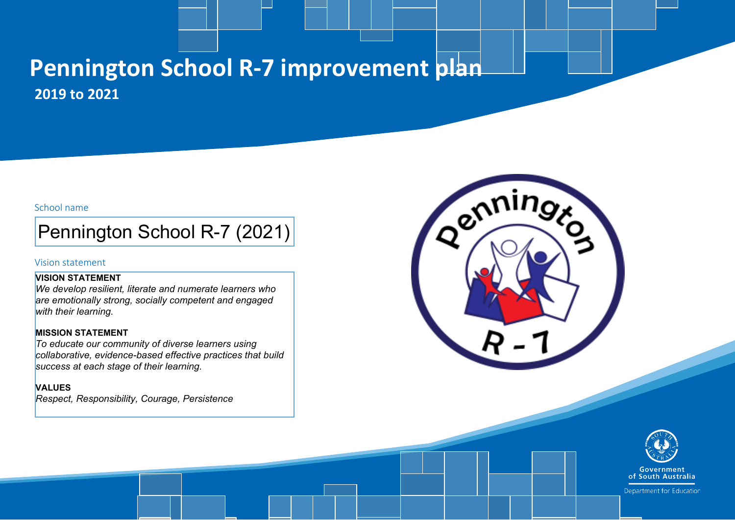# Pennington School R-7 improvement plan

## 2019 to 2021

School name

Pennington School R-7 (2021)

Vision statement

**VISION STATEMENT**

*We develop resilient, literate and numerate learners who are emotionally strong, socially competent and engaged with their learning.*

**MISSION STATEMENT**

*To educate our community of diverse learners using collaborative, evidence-based effective practices that build success at each stage of their learning.*

**VALUES**

*Respect, Responsibility, Courage, Persistence*

Government of South Australia

Department for Education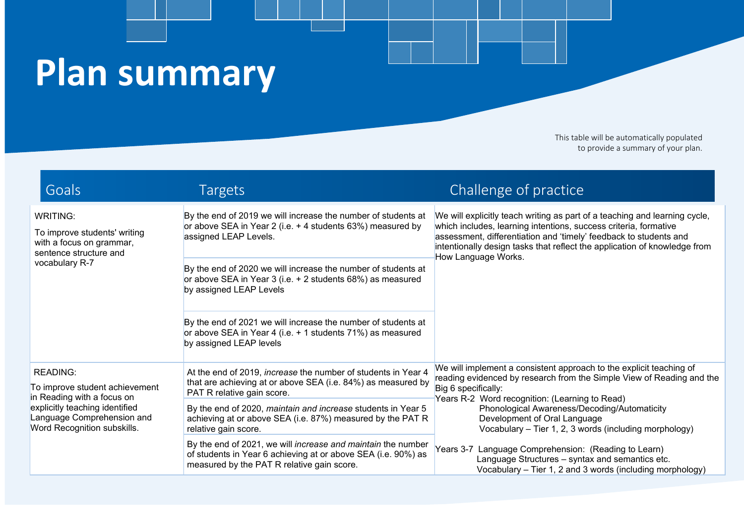# Plan summary

This table will be automatically populated to provide a summary of your plan.

| Goals | Targets | Challenge of practice |
|---|---|---|
| WRITING:<br><br>To improve students' writing with a focus on grammar, sentence structure and vocabulary R-7 | By the end of 2019 we will increase the number of students at or above SEA in Year 2 (i.e. + 4 students 63%) measured by assigned LEAP Levels. | We will explicitly teach writing as part of a teaching and learning cycle, which includes, learning intentions, success criteria, formative assessment, differentiation and 'timely' feedback to students and intentionally design tasks that reflect the application of knowledge from How Language Works. |
| | By the end of 2020 we will increase the number of students at or above SEA in Year 3 (i.e. + 2 students 68%) as measured by assigned LEAP Levels | |
| | By the end of 2021 we will increase the number of students at or above SEA in Year 4 (i.e. + 1 students 71%) as measured by assigned LEAP levels | |
| READING:<br><br>To improve student achievement in Reading with a focus on explicitly teaching identified Language Comprehension and Word Recognition subskills. | At the end of 2019, *increase* the number of students in Year 4 that are achieving at or above SEA (i.e. 84%) as measured by PAT R relative gain score. | We will implement a consistent approach to the explicit teaching of reading evidenced by research from the Simple View of Reading and the Big 6 specifically:<br>Years R-2 Word recognition: (Learning to Read)<br>Phonological Awareness/Decoding/Automaticity<br>Development of Oral Language<br>Vocabulary – Tier 1, 2, 3 words (including morphology)<br><br>Years 3-7 Language Comprehension: (Reading to Learn)<br>Language Structures – syntax and semantics etc.<br>Vocabulary – Tier 1, 2 and 3 words (including morphology) |
| | By the end of 2020, *maintain and increase* students in Year 5 achieving at or above SEA (i.e. 87%) measured by the PAT R relative gain score. | |
| | By the end of 2021, we will *increase and maintain* the number of students in Year 6 achieving at or above SEA (i.e. 90%) as measured by the PAT R relative gain score. | |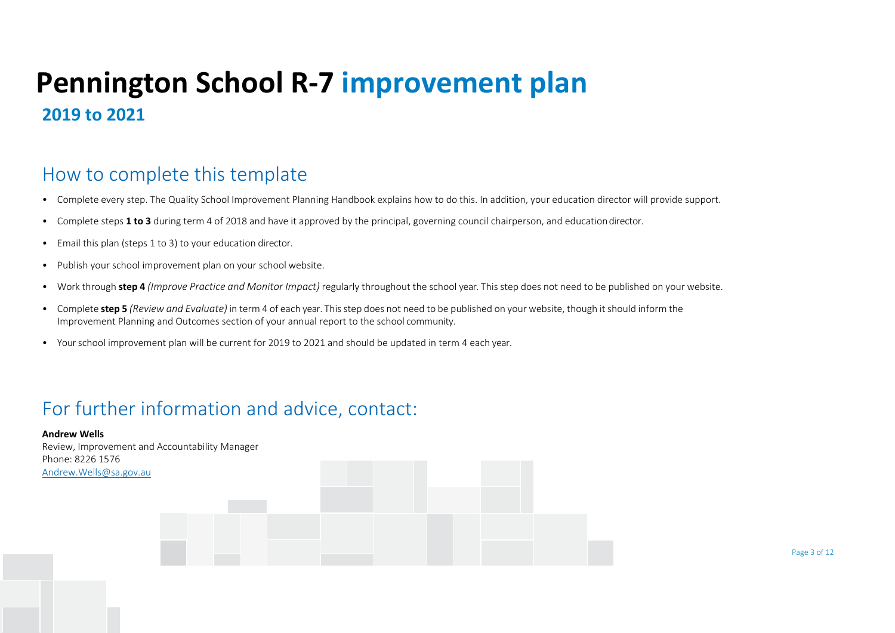# Pennington School R-7 improvement plan

## 2019 to 2021

## How to complete this template

- Complete every step. The Quality School Improvement Planning Handbook explains how to do this. In addition, your education director will provide support.
- Complete steps **1 to 3** during term 4 of 2018 and have it approved by the principal, governing council chairperson, and education director.
- Email this plan (steps 1 to 3) to your education director.
- Publish your school improvement plan on your school website.
- Work through **step 4** *(Improve Practice and Monitor Impact)* regularly throughout the school year. This step does not need to be published on your website.
- Complete **step 5** *(Review and Evaluate)* in term 4 of each year. This step does not need to be published on your website, though it should inform the Improvement Planning and Outcomes section of your annual report to the school community.
- Your school improvement plan will be current for 2019 to 2021 and should be updated in term 4 each year.

## For further information and advice, contact:

**Andrew Wells**
Review, Improvement and Accountability Manager
Phone: 8226 1576
Andrew.Wells@sa.gov.au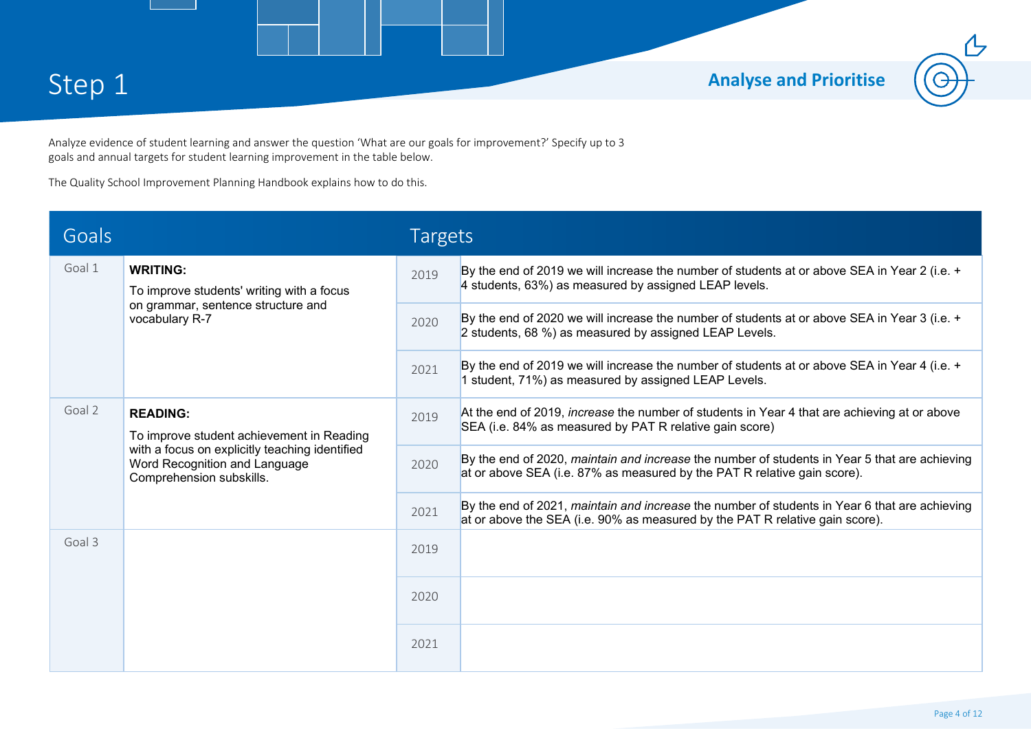# Step 1

## Analyse and Prioritise

Analyze evidence of student learning and answer the question 'What are our goals for improvement?' Specify up to 3 goals and annual targets for student learning improvement in the table below.

The Quality School Improvement Planning Handbook explains how to do this.

| Goals | | Targets | |
|---|---|---|---|
| Goal 1 | **WRITING:** To improve students' writing with a focus on grammar, sentence structure and vocabulary R-7 | 2019 | By the end of 2019 we will increase the number of students at or above SEA in Year 2 (i.e. + 4 students, 63%) as measured by assigned LEAP levels. |
| | | 2020 | By the end of 2020 we will increase the number of students at or above SEA in Year 3 (i.e. + 2 students, 68 %) as measured by assigned LEAP Levels. |
| | | 2021 | By the end of 2019 we will increase the number of students at or above SEA in Year 4 (i.e. + 1 student, 71%) as measured by assigned LEAP Levels. |
| Goal 2 | **READING:** To improve student achievement in Reading with a focus on explicitly teaching identified Word Recognition and Language Comprehension subskills. | 2019 | At the end of 2019, *increase* the number of students in Year 4 that are achieving at or above SEA (i.e. 84% as measured by PAT R relative gain score) |
| | | 2020 | By the end of 2020, *maintain and increase* the number of students in Year 5 that are achieving at or above SEA (i.e. 87% as measured by the PAT R relative gain score). |
| | | 2021 | By the end of 2021, *maintain and increase* the number of students in Year 6 that are achieving at or above the SEA (i.e. 90% as measured by the PAT R relative gain score). |
| Goal 3 | | 2019 | |
| | | 2020 | |
| | | 2021 | |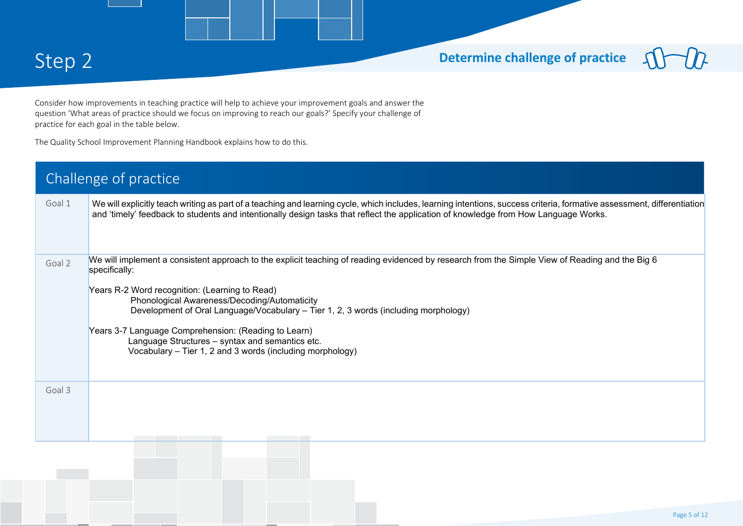# Step 2

## Determine challenge of practice

Consider how improvements in teaching practice will help to achieve your improvement goals and answer the question 'What areas of practice should we focus on improving to reach our goals?' Specify your challenge of practice for each goal in the table below.

The Quality School Improvement Planning Handbook explains how to do this.

| Challenge of practice | |
|---|---|
| Goal 1 | We will explicitly teach writing as part of a teaching and learning cycle, which includes, learning intentions, success criteria, formative assessment, differentiation and 'timely' feedback to students and intentionally design tasks that reflect the application of knowledge from How Language Works. |
| Goal 2 | We will implement a consistent approach to the explicit teaching of reading evidenced by research from the Simple View of Reading and the Big 6 specifically:<br><br>Years R-2 Word recognition: (Learning to Read)<br>Phonological Awareness/Decoding/Automaticity<br>Development of Oral Language/Vocabulary – Tier 1, 2, 3 words (including morphology)<br><br>Years 3-7 Language Comprehension: (Reading to Learn)<br>Language Structures – syntax and semantics etc.<br>Vocabulary – Tier 1, 2 and 3 words (including morphology) |
| Goal 3 | |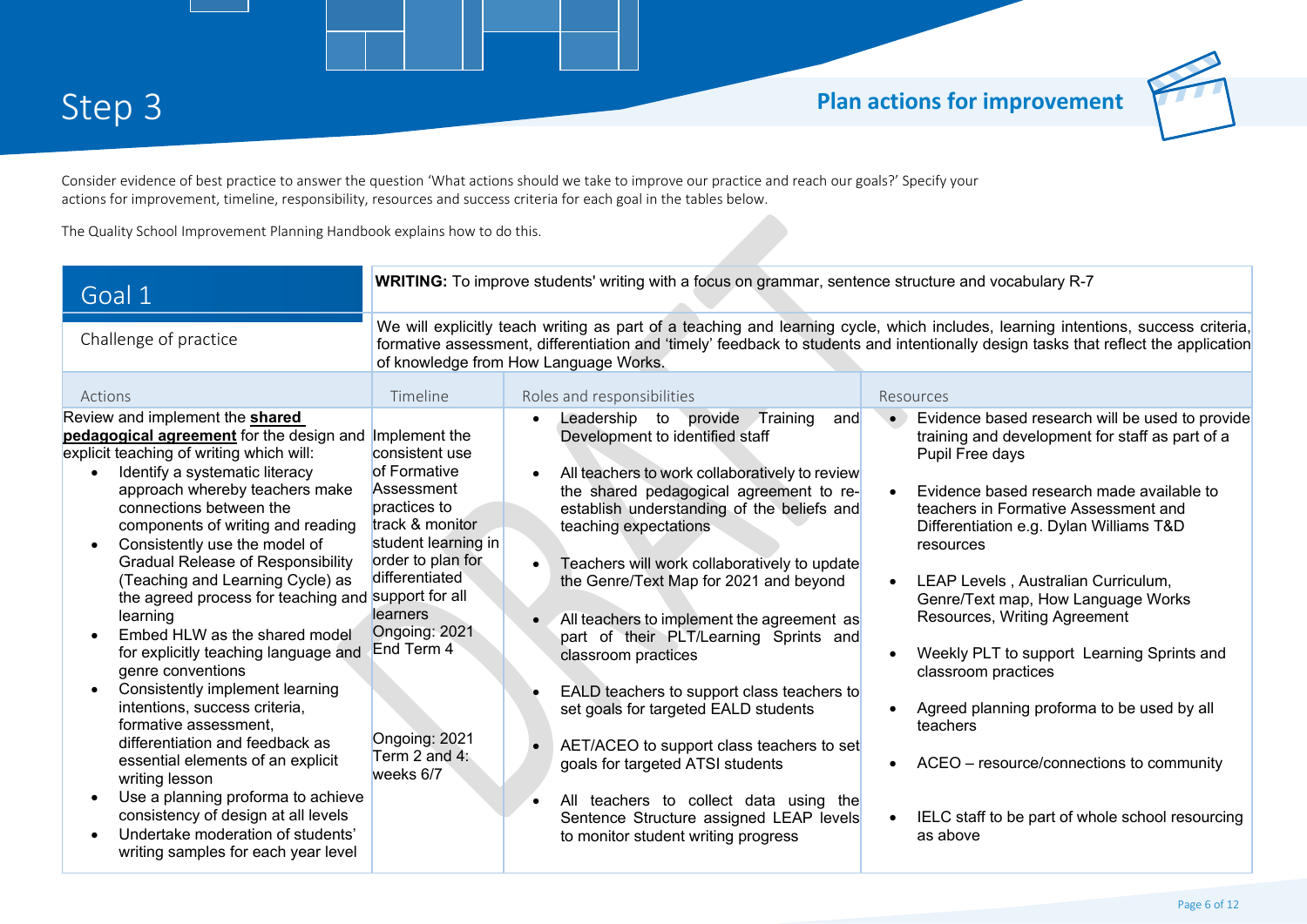# Step 3

## Plan actions for improvement

Consider evidence of best practice to answer the question 'What actions should we take to improve our practice and reach our goals?' Specify your actions for improvement, timeline, responsibility, resources and success criteria for each goal in the tables below.

The Quality School Improvement Planning Handbook explains how to do this.

| Goal 1 | **WRITING:** To improve students' writing with a focus on grammar, sentence structure and vocabulary R-7 | | |
|---|---|---|---|
| Challenge of practice | We will explicitly teach writing as part of a teaching and learning cycle, which includes, learning intentions, success criteria, formative assessment, differentiation and 'timely' feedback to students and intentionally design tasks that reflect the application of knowledge from How Language Works. | | |
| **Actions** | **Timeline** | **Roles and responsibilities** | **Resources** |
| Review and implement the **shared pedagogical agreement** for the design and explicit teaching of writing which will:<br>• Identify a systematic literacy approach whereby teachers make connections between the components of writing and reading<br>• Consistently use the model of Gradual Release of Responsibility (Teaching and Learning Cycle) as the agreed process for teaching and learning<br>• Embed HLW as the shared model for explicitly teaching language and genre conventions<br>• Consistently implement learning intentions, success criteria, formative assessment, differentiation and feedback as essential elements of an explicit writing lesson<br>• Use a planning proforma to achieve consistency of design at all levels<br>• Undertake moderation of students' writing samples for each year level | Implement the consistent use of Formative Assessment practices to track & monitor student learning in order to plan for differentiated support for all learners<br>Ongoing: 2021<br>End Term 4<br><br>Ongoing: 2021<br>Term 2 and 4: weeks 6/7 | • Leadership to provide Training and Development to identified staff<br>• All teachers to work collaboratively to review the shared pedagogical agreement to re-establish understanding of the beliefs and teaching expectations<br>• Teachers will work collaboratively to update the Genre/Text Map for 2021 and beyond<br>• All teachers to implement the agreement as part of their PLT/Learning Sprints and classroom practices<br>• EALD teachers to support class teachers to set goals for targeted EALD students<br>• AET/ACEO to support class teachers to set goals for targeted ATSI students<br>• All teachers to collect data using the Sentence Structure assigned LEAP levels to monitor student writing progress | • Evidence based research will be used to provide training and development for staff as part of a Pupil Free days<br>• Evidence based research made available to teachers in Formative Assessment and Differentiation e.g. Dylan Williams T&D resources<br>• LEAP Levels , Australian Curriculum, Genre/Text map, How Language Works Resources, Writing Agreement<br>• Weekly PLT to support Learning Sprints and classroom practices<br>• Agreed planning proforma to be used by all teachers<br>• ACEO – resource/connections to community<br>• IELC staff to be part of whole school resourcing as above |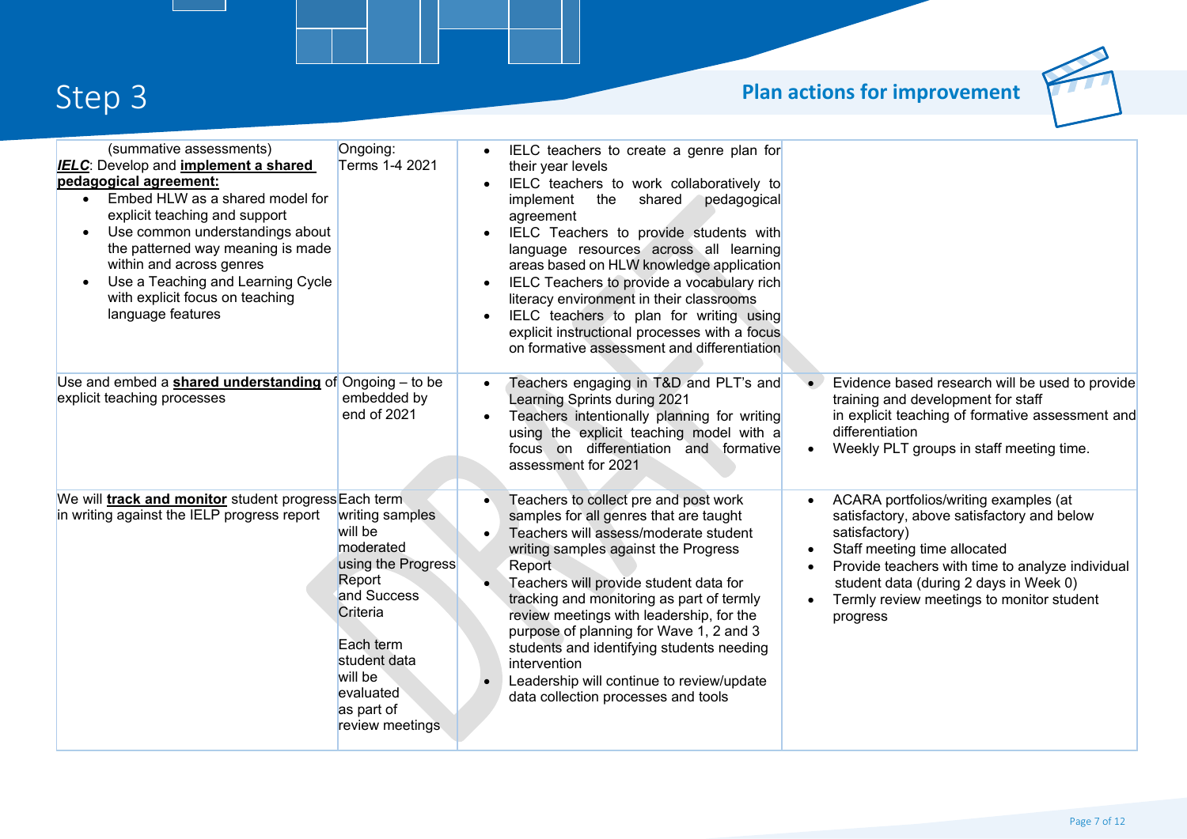## Step 3

### Plan actions for improvement

| | | | |
|---|---|---|---|
| (summative assessments)<br>***IELC***: Develop and **implement a shared pedagogical agreement:**<br>• Embed HLW as a shared model for explicit teaching and support<br>• Use common understandings about the patterned way meaning is made within and across genres<br>• Use a Teaching and Learning Cycle with explicit focus on teaching language features | Ongoing: Terms 1-4 2021 | • IELC teachers to create a genre plan for their year levels<br>• IELC teachers to work collaboratively to implement the shared pedagogical agreement<br>• IELC Teachers to provide students with language resources across all learning areas based on HLW knowledge application<br>• IELC Teachers to provide a vocabulary rich literacy environment in their classrooms<br>• IELC teachers to plan for writing using explicit instructional processes with a focus on formative assessment and differentiation | |
| Use and embed a **shared understanding** of explicit teaching processes | Ongoing – to be embedded by end of 2021 | • Teachers engaging in T&D and PLT's and Learning Sprints during 2021<br>• Teachers intentionally planning for writing using the explicit teaching model with a focus on differentiation and formative assessment for 2021 | • Evidence based research will be used to provide training and development for staff in explicit teaching of formative assessment and differentiation<br>• Weekly PLT groups in staff meeting time. |
| We will **track and monitor** student progress in writing against the IELP progress report | Each term writing samples will be moderated using the Progress Report and Success Criteria<br><br>Each term student data will be evaluated as part of review meetings | • Teachers to collect pre and post work samples for all genres that are taught<br>• Teachers will assess/moderate student writing samples against the Progress Report<br>• Teachers will provide student data for tracking and monitoring as part of termly review meetings with leadership, for the purpose of planning for Wave 1, 2 and 3 students and identifying students needing intervention<br>• Leadership will continue to review/update data collection processes and tools | • ACARA portfolios/writing examples (at satisfactory, above satisfactory and below satisfactory)<br>• Staff meeting time allocated<br>• Provide teachers with time to analyze individual student data (during 2 days in Week 0)<br>• Termly review meetings to monitor student progress |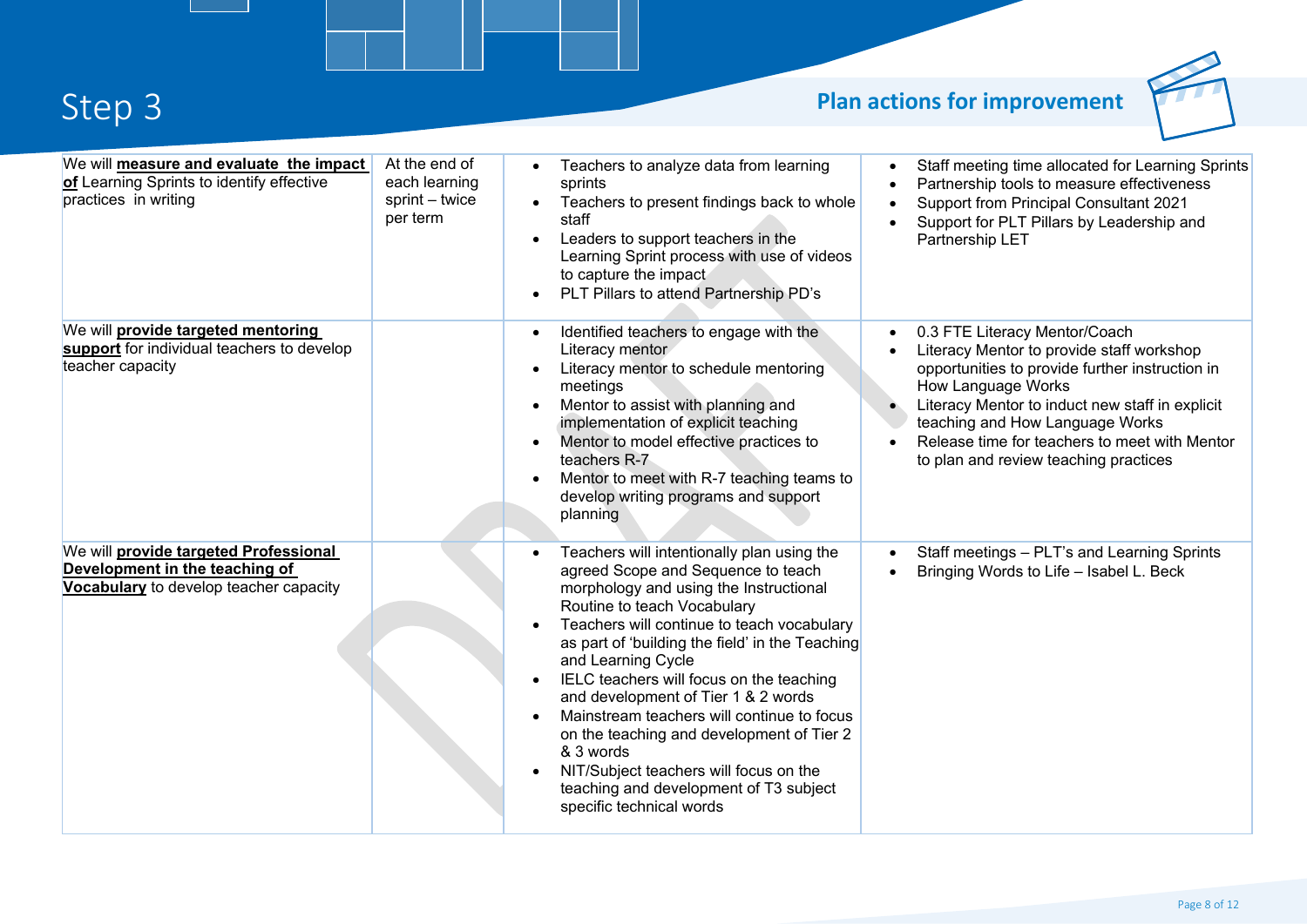# Step 3

## Plan actions for improvement

| | | | |
|---|---|---|---|
| We will **measure and evaluate the impact of** Learning Sprints to identify effective practices in writing | At the end of each learning sprint – twice per term | • Teachers to analyze data from learning sprints<br>• Teachers to present findings back to whole staff<br>• Leaders to support teachers in the Learning Sprint process with use of videos to capture the impact<br>• PLT Pillars to attend Partnership PD's | • Staff meeting time allocated for Learning Sprints<br>• Partnership tools to measure effectiveness<br>• Support from Principal Consultant 2021<br>• Support for PLT Pillars by Leadership and Partnership LET |
| We will **provide targeted mentoring support** for individual teachers to develop teacher capacity | | • Identified teachers to engage with the Literacy mentor<br>• Literacy mentor to schedule mentoring meetings<br>• Mentor to assist with planning and implementation of explicit teaching<br>• Mentor to model effective practices to teachers R-7<br>• Mentor to meet with R-7 teaching teams to develop writing programs and support planning | • 0.3 FTE Literacy Mentor/Coach<br>• Literacy Mentor to provide staff workshop opportunities to provide further instruction in How Language Works<br>• Literacy Mentor to induct new staff in explicit teaching and How Language Works<br>• Release time for teachers to meet with Mentor to plan and review teaching practices |
| We will **provide targeted Professional Development in the teaching of Vocabulary** to develop teacher capacity | | • Teachers will intentionally plan using the agreed Scope and Sequence to teach morphology and using the Instructional Routine to teach Vocabulary<br>• Teachers will continue to teach vocabulary as part of 'building the field' in the Teaching and Learning Cycle<br>• IELC teachers will focus on the teaching and development of Tier 1 & 2 words<br>• Mainstream teachers will continue to focus on the teaching and development of Tier 2 & 3 words<br>• NIT/Subject teachers will focus on the teaching and development of T3 subject specific technical words | • Staff meetings – PLT's and Learning Sprints<br>• Bringing Words to Life – Isabel L. Beck |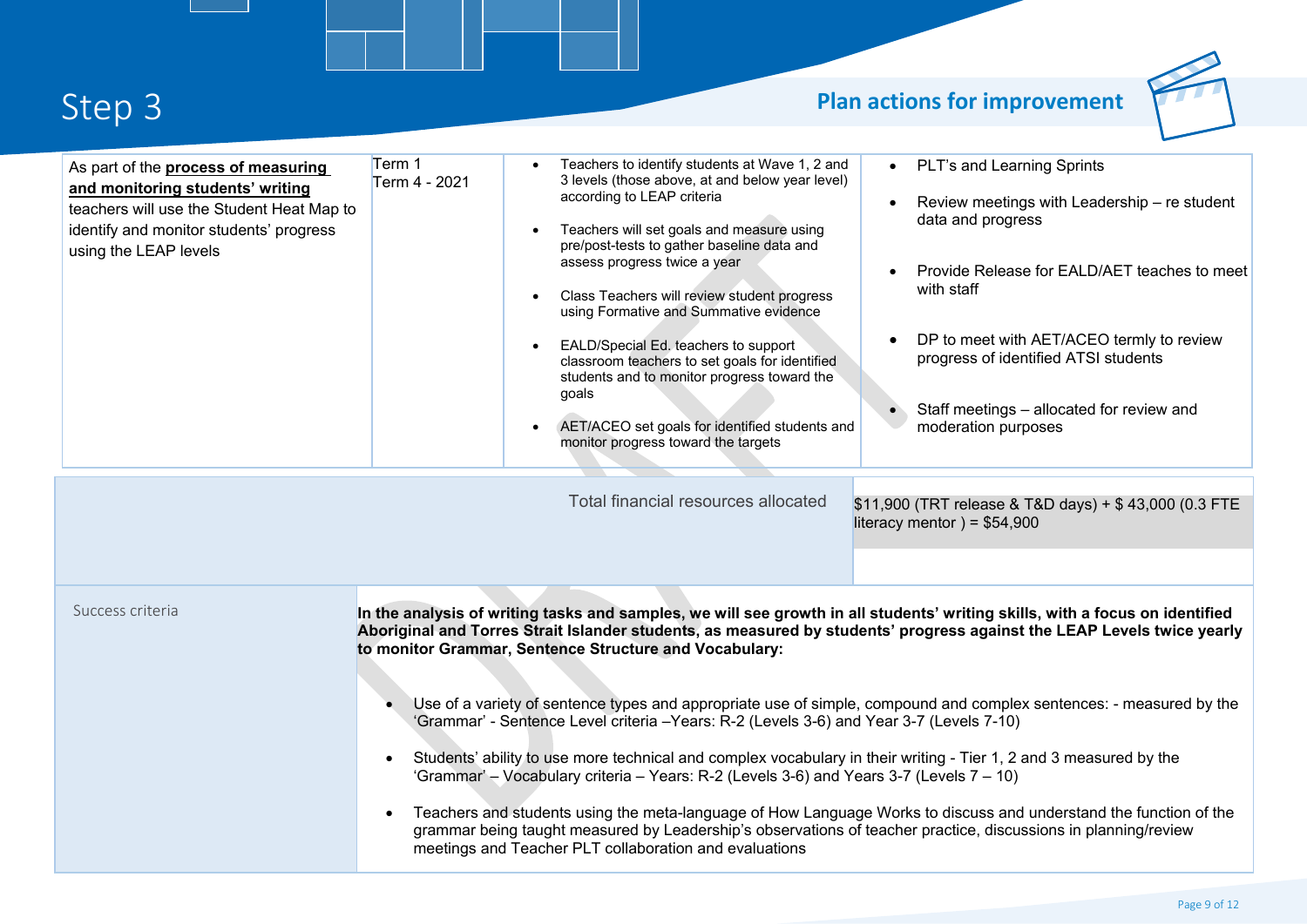# Step 3

## Plan actions for improvement

| | | | |
|---|---|---|---|
| As part of the **process of measuring and monitoring students' writing** teachers will use the Student Heat Map to identify and monitor students' progress using the LEAP levels | Term 1<br>Term 4 - 2021 | • Teachers to identify students at Wave 1, 2 and 3 levels (those above, at and below year level) according to LEAP criteria<br>• Teachers will set goals and measure using pre/post-tests to gather baseline data and assess progress twice a year<br>• Class Teachers will review student progress using Formative and Summative evidence<br>• EALD/Special Ed. teachers to support classroom teachers to set goals for identified students and to monitor progress toward the goals<br>• AET/ACEO set goals for identified students and monitor progress toward the targets | • PLT's and Learning Sprints<br>• Review meetings with Leadership – re student data and progress<br>• Provide Release for EALD/AET teaches to meet with staff<br>• DP to meet with AET/ACEO termly to review progress of identified ATSI students<br>• Staff meetings – allocated for review and moderation purposes |

| | |
|---|---|
| Total financial resources allocated | $11,900 (TRT release & T&D days) + $ 43,000 (0.3 FTE literacy mentor ) = $54,900 |

| | |
|---|---|
| Success criteria | **In the analysis of writing tasks and samples, we will see growth in all students' writing skills, with a focus on identified Aboriginal and Torres Strait Islander students, as measured by students' progress against the LEAP Levels twice yearly to monitor Grammar, Sentence Structure and Vocabulary:**<br>• Use of a variety of sentence types and appropriate use of simple, compound and complex sentences: - measured by the 'Grammar' - Sentence Level criteria –Years: R-2 (Levels 3-6) and Year 3-7 (Levels 7-10)<br>• Students' ability to use more technical and complex vocabulary in their writing - Tier 1, 2 and 3 measured by the 'Grammar' – Vocabulary criteria – Years: R-2 (Levels 3-6) and Years 3-7 (Levels 7 – 10)<br>• Teachers and students using the meta-language of How Language Works to discuss and understand the function of the grammar being taught measured by Leadership's observations of teacher practice, discussions in planning/review meetings and Teacher PLT collaboration and evaluations |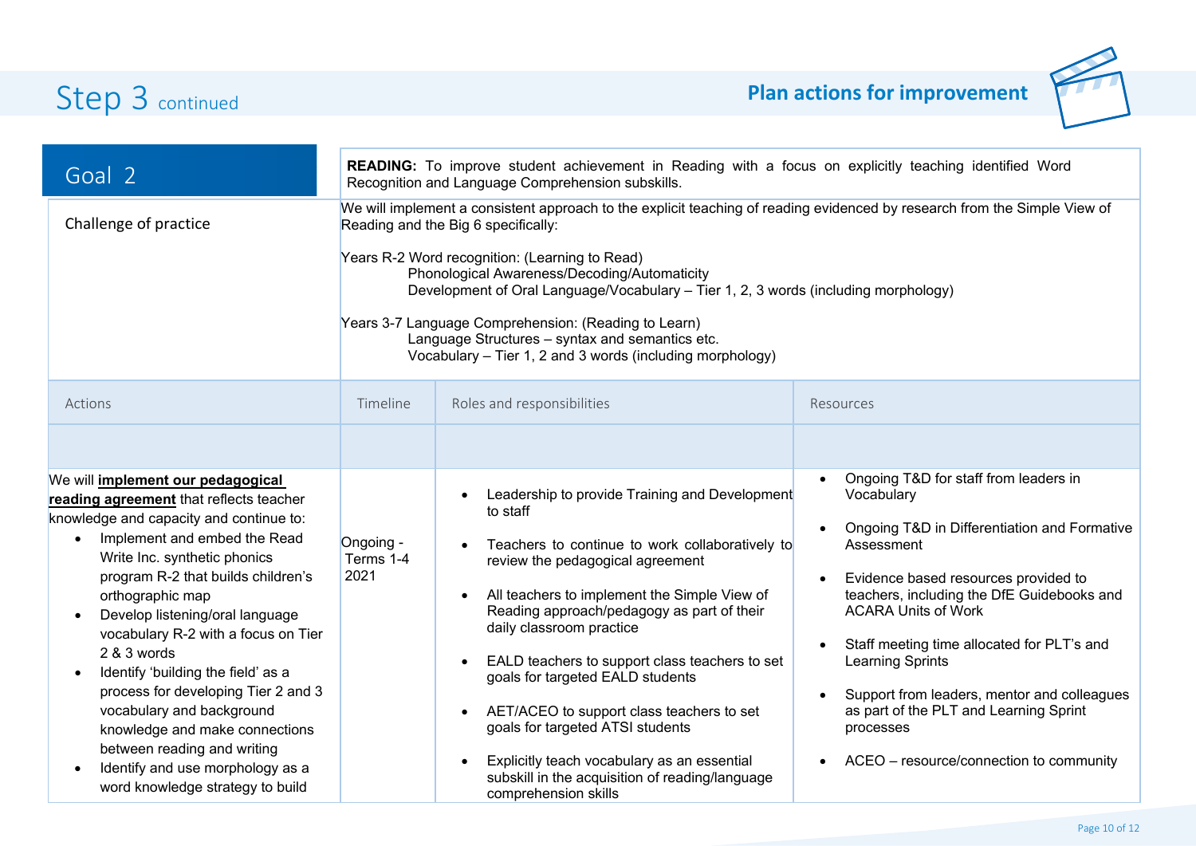## Step 3 continued

**Plan actions for improvement**

| Goal 2 | **READING:** To improve student achievement in Reading with a focus on explicitly teaching identified Word Recognition and Language Comprehension subskills. | | |
|---|---|---|---|
| Challenge of practice | We will implement a consistent approach to the explicit teaching of reading evidenced by research from the Simple View of Reading and the Big 6 specifically:<br><br>Years R-2 Word recognition: (Learning to Read)<br>Phonological Awareness/Decoding/Automaticity<br>Development of Oral Language/Vocabulary – Tier 1, 2, 3 words (including morphology)<br><br>Years 3-7 Language Comprehension: (Reading to Learn)<br>Language Structures – syntax and semantics etc.<br>Vocabulary – Tier 1, 2 and 3 words (including morphology) | | |
| **Actions** | **Timeline** | **Roles and responsibilities** | **Resources** |
| | | | |
| We will **implement our pedagogical reading agreement** that reflects teacher knowledge and capacity and continue to:<br>• Implement and embed the Read Write Inc. synthetic phonics program R-2 that builds children's orthographic map<br>• Develop listening/oral language vocabulary R-2 with a focus on Tier 2 & 3 words<br>• Identify 'building the field' as a process for developing Tier 2 and 3 vocabulary and background knowledge and make connections between reading and writing<br>• Identify and use morphology as a word knowledge strategy to build | Ongoing - Terms 1-4 2021 | • Leadership to provide Training and Development to staff<br>• Teachers to continue to work collaboratively to review the pedagogical agreement<br>• All teachers to implement the Simple View of Reading approach/pedagogy as part of their daily classroom practice<br>• EALD teachers to support class teachers to set goals for targeted EALD students<br>• AET/ACEO to support class teachers to set goals for targeted ATSI students<br>• Explicitly teach vocabulary as an essential subskill in the acquisition of reading/language comprehension skills | • Ongoing T&D for staff from leaders in Vocabulary<br>• Ongoing T&D in Differentiation and Formative Assessment<br>• Evidence based resources provided to teachers, including the DfE Guidebooks and ACARA Units of Work<br>• Staff meeting time allocated for PLT's and Learning Sprints<br>• Support from leaders, mentor and colleagues as part of the PLT and Learning Sprint processes<br>• ACEO – resource/connection to community |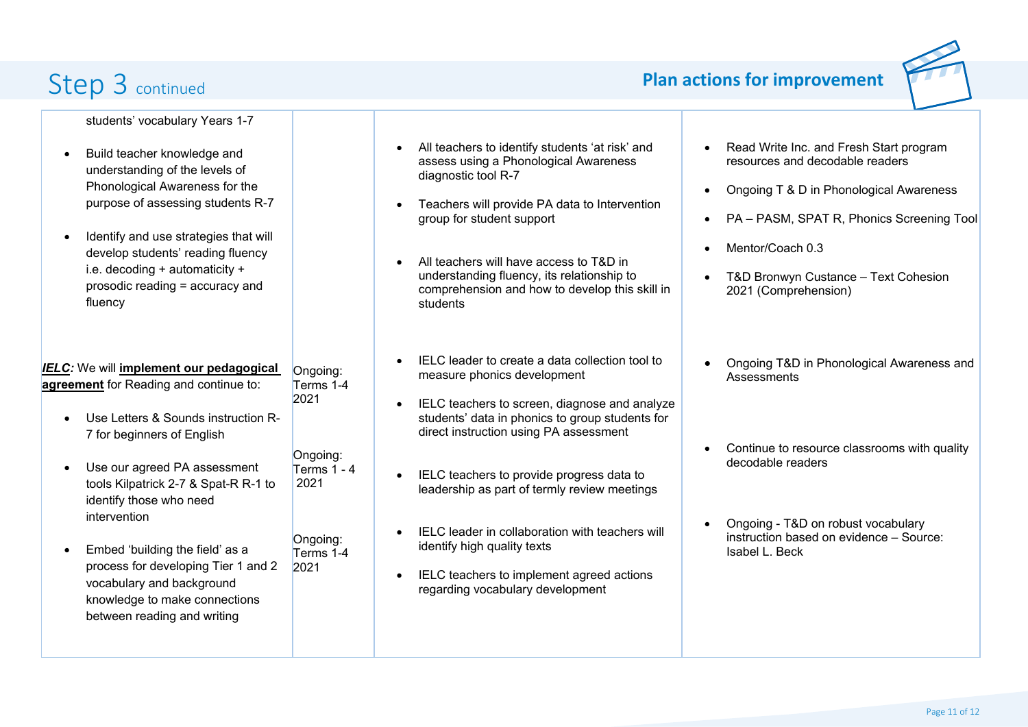## Step 3 continued

**Plan actions for improvement**

| | | | |
|---|---|---|---|
| students' vocabulary Years 1-7<br>• Build teacher knowledge and understanding of the levels of Phonological Awareness for the purpose of assessing students R-7<br>• Identify and use strategies that will develop students' reading fluency i.e. decoding + automaticity + prosodic reading = accuracy and fluency | | • All teachers to identify students 'at risk' and assess using a Phonological Awareness diagnostic tool R-7<br>• Teachers will provide PA data to Intervention group for student support<br>• All teachers will have access to T&D in understanding fluency, its relationship to comprehension and how to develop this skill in students | • Read Write Inc. and Fresh Start program resources and decodable readers<br>• Ongoing T & D in Phonological Awareness<br>• PA – PASM, SPAT R, Phonics Screening Tool<br>• Mentor/Coach 0.3<br>• T&D Bronwyn Custance – Text Cohesion 2021 (Comprehension) |
| ***IELC:*** We will **implement our pedagogical agreement** for Reading and continue to:<br>• Use Letters & Sounds instruction R-7 for beginners of English<br>• Use our agreed PA assessment tools Kilpatrick 2-7 & Spat-R R-1 to identify those who need intervention<br>• Embed 'building the field' as a process for developing Tier 1 and 2 vocabulary and background knowledge to make connections between reading and writing | Ongoing: Terms 1-4 2021<br><br>Ongoing: Terms 1 - 4 2021<br><br>Ongoing: Terms 1-4 2021 | • IELC leader to create a data collection tool to measure phonics development<br>• IELC teachers to screen, diagnose and analyze students' data in phonics to group students for direct instruction using PA assessment<br>• IELC teachers to provide progress data to leadership as part of termly review meetings<br>• IELC leader in collaboration with teachers will identify high quality texts<br>• IELC teachers to implement agreed actions regarding vocabulary development | • Ongoing T&D in Phonological Awareness and Assessments<br>• Continue to resource classrooms with quality decodable readers<br>• Ongoing - T&D on robust vocabulary instruction based on evidence – Source: Isabel L. Beck |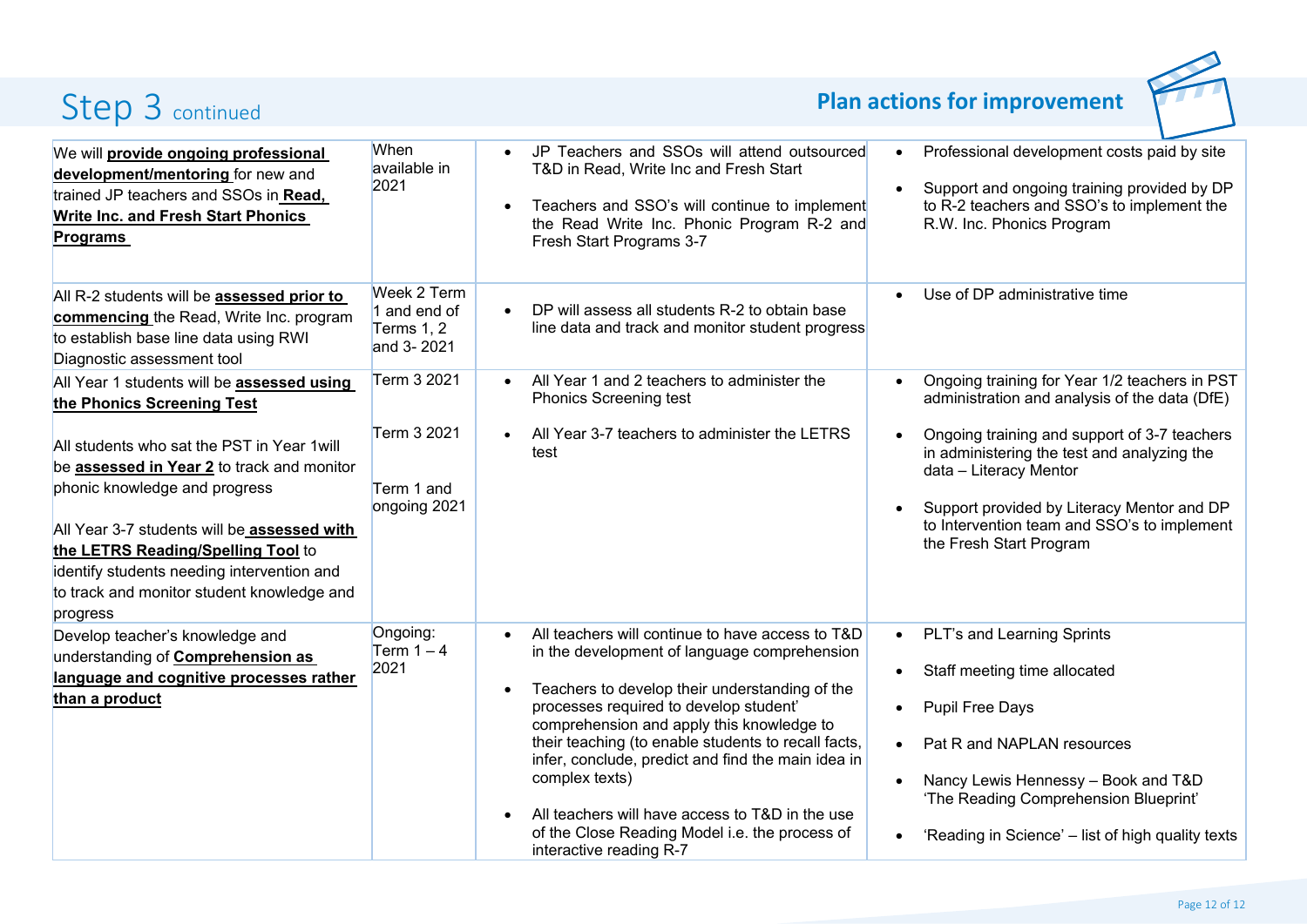# Step 3 continued

## Plan actions for improvement

| | | | |
|---|---|---|---|
| We will **provide ongoing professional development/mentoring** for new and trained JP teachers and SSOs in **Read, Write Inc. and Fresh Start Phonics Programs** | When available in 2021 | • JP Teachers and SSOs will attend outsourced T&D in Read, Write Inc and Fresh Start<br>• Teachers and SSO's will continue to implement the Read Write Inc. Phonic Program R-2 and Fresh Start Programs 3-7 | • Professional development costs paid by site<br>• Support and ongoing training provided by DP to R-2 teachers and SSO's to implement the R.W. Inc. Phonics Program |
| All R-2 students will be **assessed prior to commencing** the Read, Write Inc. program to establish base line data using RWI Diagnostic assessment tool | Week 2 Term 1 and end of Terms 1, 2 and 3- 2021 | • DP will assess all students R-2 to obtain base line data and track and monitor student progress | • Use of DP administrative time |
| All Year 1 students will be **assessed using the Phonics Screening Test**<br><br>All students who sat the PST in Year 1will be **assessed in Year 2** to track and monitor phonic knowledge and progress<br><br>All Year 3-7 students will be **assessed with the LETRS Reading/Spelling Tool** to identify students needing intervention and to track and monitor student knowledge and progress | Term 3 2021<br><br>Term 3 2021<br><br>Term 1 and ongoing 2021 | • All Year 1 and 2 teachers to administer the Phonics Screening test<br>• All Year 3-7 teachers to administer the LETRS test | • Ongoing training for Year 1/2 teachers in PST administration and analysis of the data (DfE)<br>• Ongoing training and support of 3-7 teachers in administering the test and analyzing the data – Literacy Mentor<br>• Support provided by Literacy Mentor and DP to Intervention team and SSO's to implement the Fresh Start Program |
| Develop teacher's knowledge and understanding of **Comprehension as language and cognitive processes rather than a product** | Ongoing: Term 1 – 4 2021 | • All teachers will continue to have access to T&D in the development of language comprehension<br>• Teachers to develop their understanding of the processes required to develop student' comprehension and apply this knowledge to their teaching (to enable students to recall facts, infer, conclude, predict and find the main idea in complex texts)<br>• All teachers will have access to T&D in the use of the Close Reading Model i.e. the process of interactive reading R-7 | • PLT's and Learning Sprints<br>• Staff meeting time allocated<br>• Pupil Free Days<br>• Pat R and NAPLAN resources<br>• Nancy Lewis Hennessy – Book and T&D 'The Reading Comprehension Blueprint'<br>• 'Reading in Science' – list of high quality texts |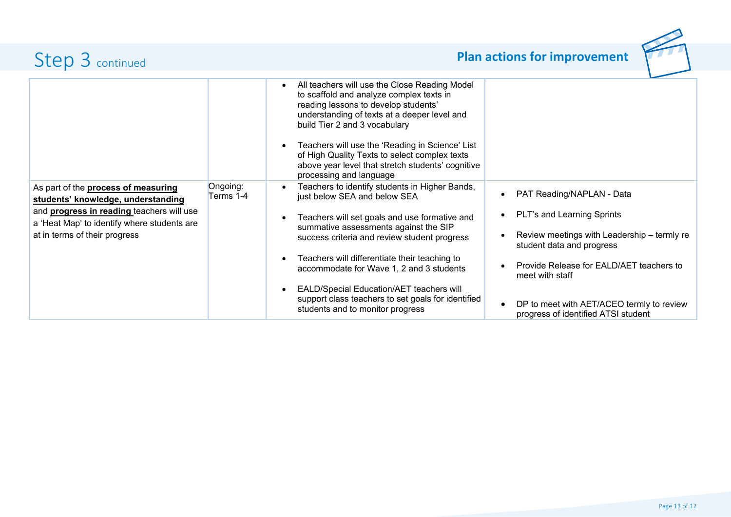# Step 3 continued

## Plan actions for improvement

| | | | |
|---|---|---|---|
| | | • All teachers will use the Close Reading Model to scaffold and analyze complex texts in reading lessons to develop students' understanding of texts at a deeper level and build Tier 2 and 3 vocabulary<br><br>• Teachers will use the 'Reading in Science' List of High Quality Texts to select complex texts above year level that stretch students' cognitive processing and language | |
| As part of the **process of measuring students' knowledge, understanding** and **progress in reading** teachers will use a 'Heat Map' to identify where students are at in terms of their progress | Ongoing: Terms 1-4 | • Teachers to identify students in Higher Bands, just below SEA and below SEA<br><br>• Teachers will set goals and use formative and summative assessments against the SIP success criteria and review student progress<br><br>• Teachers will differentiate their teaching to accommodate for Wave 1, 2 and 3 students<br><br>• EALD/Special Education/AET teachers will support class teachers to set goals for identified students and to monitor progress | • PAT Reading/NAPLAN - Data<br><br>• PLT's and Learning Sprints<br><br>• Review meetings with Leadership – termly re student data and progress<br><br>• Provide Release for EALD/AET teachers to meet with staff<br><br>• DP to meet with AET/ACEO termly to review progress of identified ATSI student |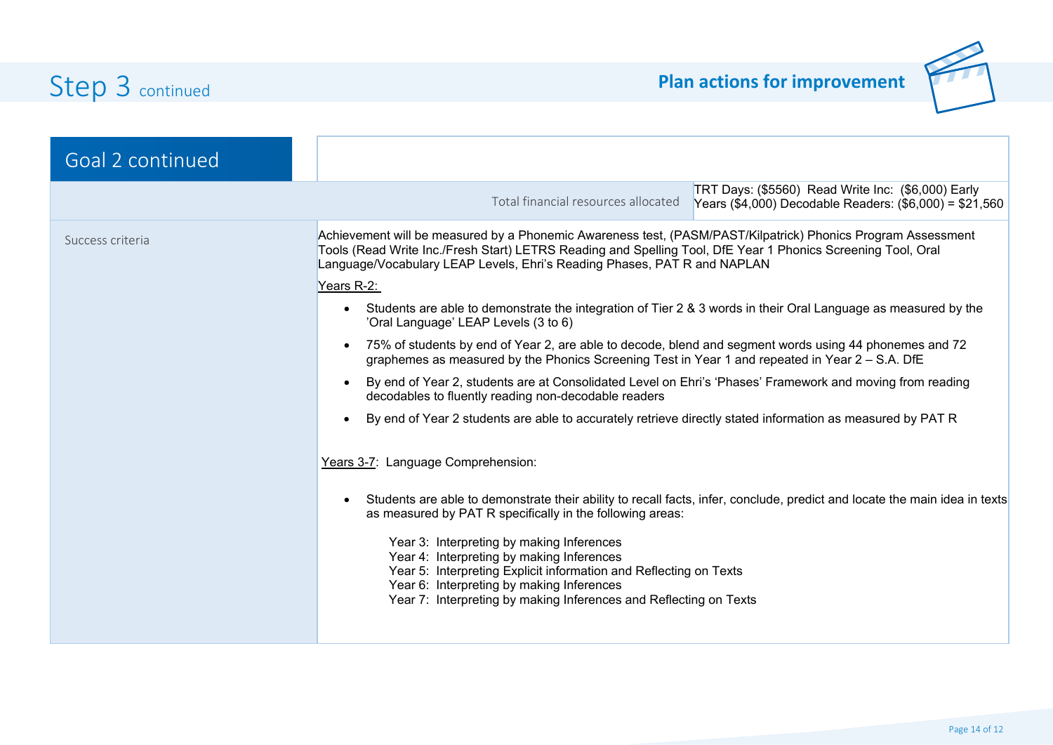# Step 3 continued

## Plan actions for improvement

## Goal 2 continued

| | |
|---|---|
| Total financial resources allocated | TRT Days: ($5560) Read Write Inc: ($6,000) Early Years ($4,000) Decodable Readers: ($6,000) = $21,560 |

**Success criteria**

Achievement will be measured by a Phonemic Awareness test, (PASM/PAST/Kilpatrick) Phonics Program Assessment Tools (Read Write Inc./Fresh Start) LETRS Reading and Spelling Tool, DfE Year 1 Phonics Screening Tool, Oral Language/Vocabulary LEAP Levels, Ehri's Reading Phases, PAT R and NAPLAN

<u>Years R-2:</u>

- Students are able to demonstrate the integration of Tier 2 & 3 words in their Oral Language as measured by the 'Oral Language' LEAP Levels (3 to 6)
- 75% of students by end of Year 2, are able to decode, blend and segment words using 44 phonemes and 72 graphemes as measured by the Phonics Screening Test in Year 1 and repeated in Year 2 – S.A. DfE
- By end of Year 2, students are at Consolidated Level on Ehri's 'Phases' Framework and moving from reading decodables to fluently reading non-decodable readers
- By end of Year 2 students are able to accurately retrieve directly stated information as measured by PAT R

<u>Years 3-7</u>: Language Comprehension:

- Students are able to demonstrate their ability to recall facts, infer, conclude, predict and locate the main idea in texts as measured by PAT R specifically in the following areas:

  Year 3: Interpreting by making Inferences
  Year 4: Interpreting by making Inferences
  Year 5: Interpreting Explicit information and Reflecting on Texts
  Year 6: Interpreting by making Inferences
  Year 7: Interpreting by making Inferences and Reflecting on Texts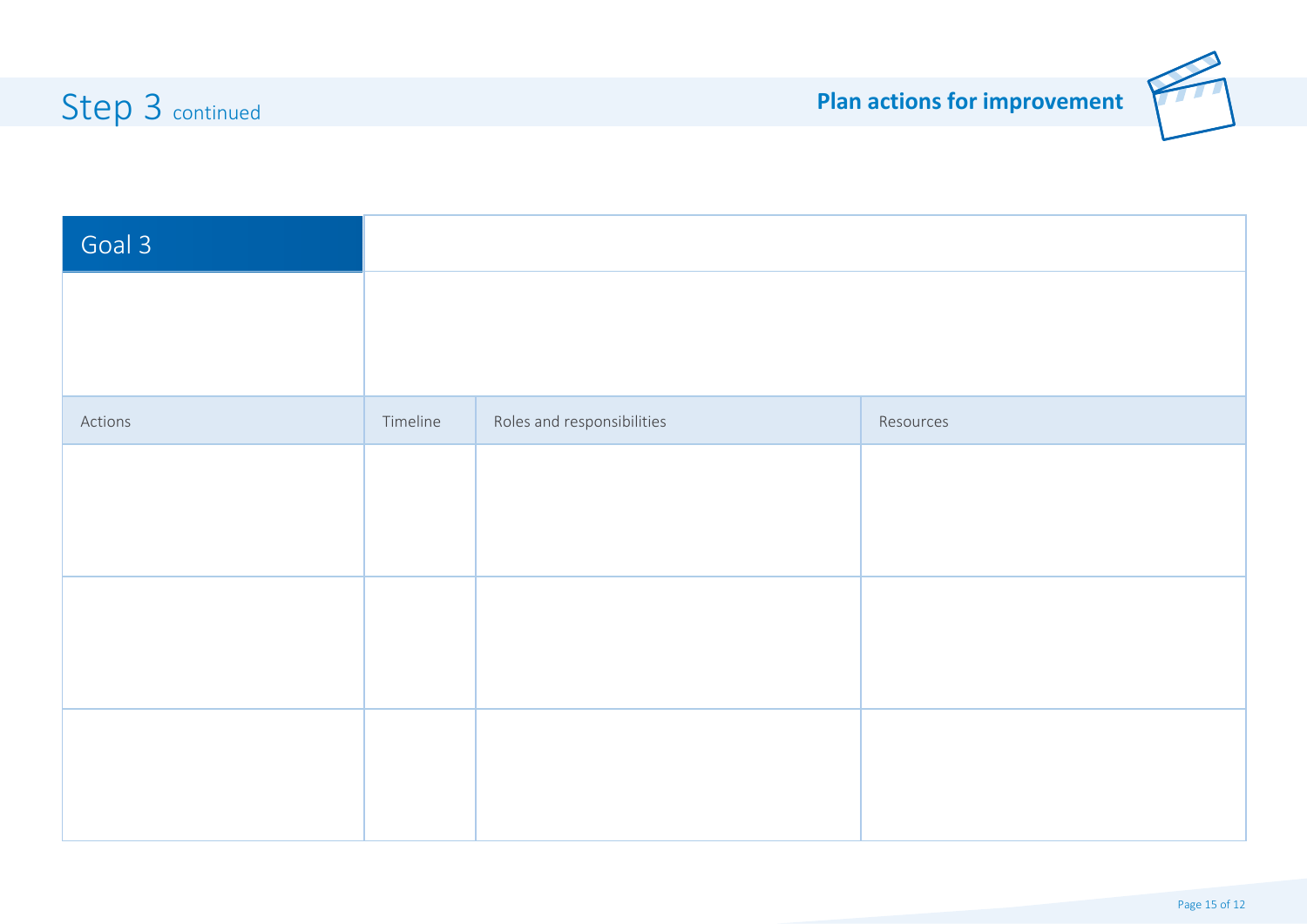# Step 3 continued

## Plan actions for improvement

| Goal 3 | | | |
|---|---|---|---|
| | | | |
| Actions | Timeline | Roles and responsibilities | Resources |
| | | | |
| | | | |
| | | | |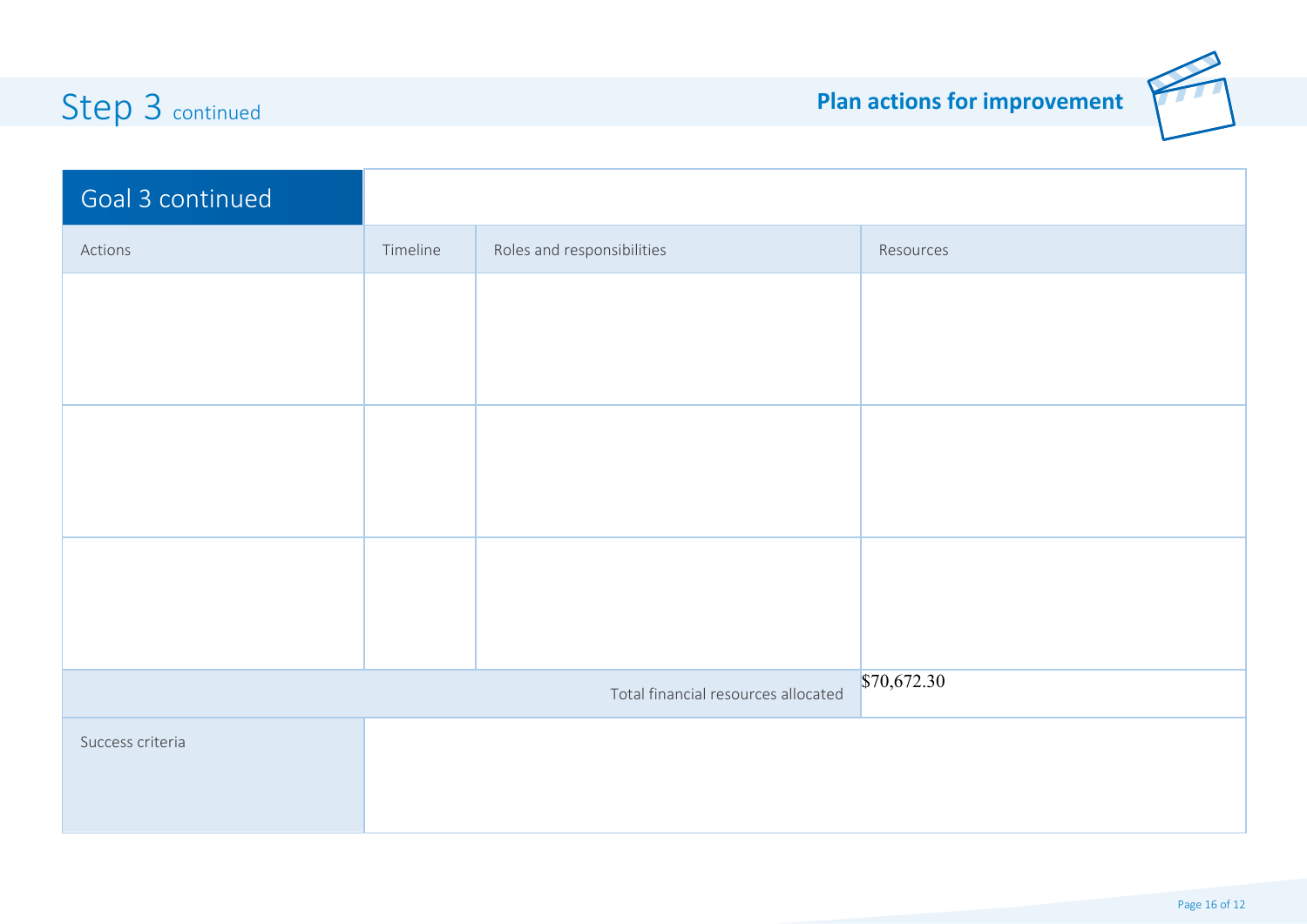# Step 3 continued

## Plan actions for improvement

| Goal 3 continued | | | |
|---|---|---|---|
| Actions | Timeline | Roles and responsibilities | Resources |
| | | | |
| | | | |
| | | | |
| | | Total financial resources allocated | $70,672.30 |
| Success criteria | | | |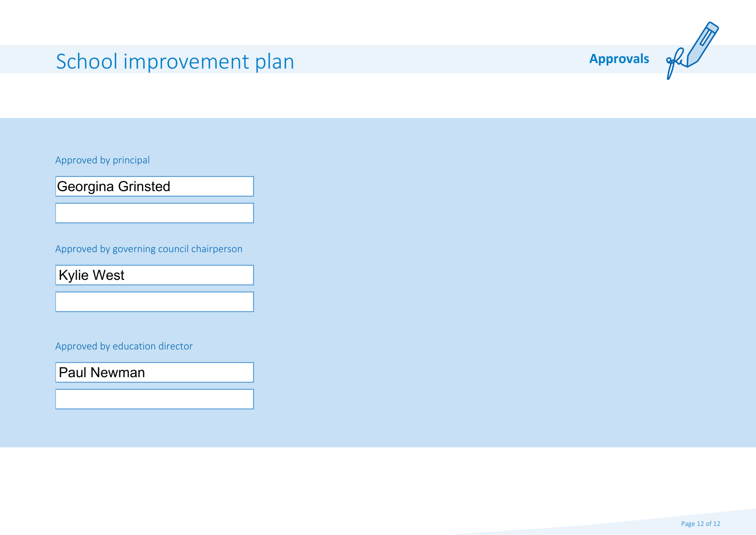# School improvement plan

## Approvals

Approved by principal

Georgina Grinsted

Approved by governing council chairperson

Kylie West

Approved by education director

Paul Newman